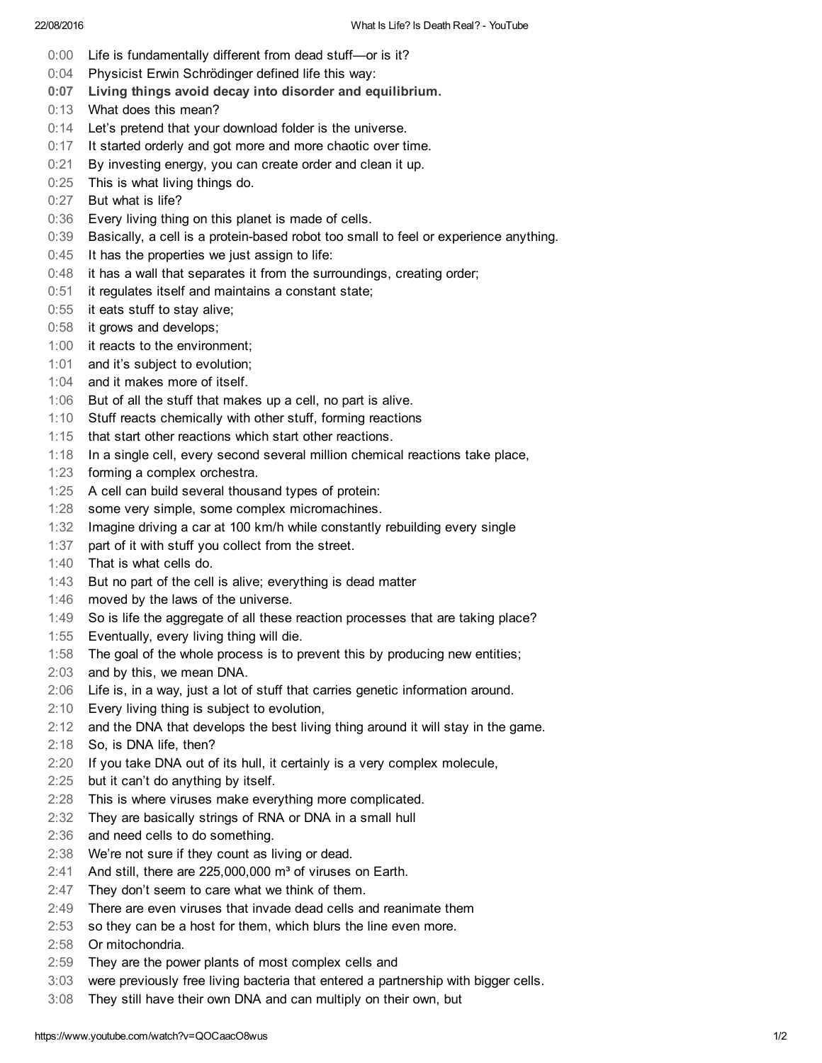0:00 Life is fundamentally different from dead stuff—or is it?

0:04 Physicist Erwin Schrödinger defined life this way:

**0:07 Living things avoid decay into disorder and equilibrium.**

0:13 What does this mean?

0:14 Let's pretend that your download folder is the universe.

0:17 It started orderly and got more and more chaotic over time.

0:21 By investing energy, you can create order and clean it up.

0:25 This is what living things do.

0:27 But what is life?

0:36 Every living thing on this planet is made of cells.

0:39 Basically, a cell is a protein-based robot too small to feel or experience anything.

0:45 It has the properties we just assign to life:

0:48 it has a wall that separates it from the surroundings, creating order;

0:51 it regulates itself and maintains a constant state;

0:55 it eats stuff to stay alive;

0:58 it grows and develops;

1:00 it reacts to the environment;

1:01 and it's subject to evolution;

1:04 and it makes more of itself.

1:06 But of all the stuff that makes up a cell, no part is alive.

1:10 Stuff reacts chemically with other stuff, forming reactions

1:15 that start other reactions which start other reactions.

1:18 In a single cell, every second several million chemical reactions take place,

1:23 forming a complex orchestra.

1:25 A cell can build several thousand types of protein:

1:28 some very simple, some complex micromachines.

1:32 Imagine driving a car at 100 km/h while constantly rebuilding every single

1:37 part of it with stuff you collect from the street.

1:40 That is what cells do.

1:43 But no part of the cell is alive; everything is dead matter

1:46 moved by the laws of the universe.

1:49 So is life the aggregate of all these reaction processes that are taking place?

1:55 Eventually, every living thing will die.

1:58 The goal of the whole process is to prevent this by producing new entities;

2:03 and by this, we mean DNA.

2:06 Life is, in a way, just a lot of stuff that carries genetic information around.

2:10 Every living thing is subject to evolution,

2:12 and the DNA that develops the best living thing around it will stay in the game.

2:18 So, is DNA life, then?

2:20 If you take DNA out of its hull, it certainly is a very complex molecule,

2:25 but it can't do anything by itself.

2:28 This is where viruses make everything more complicated.

2:32 They are basically strings of RNA or DNA in a small hull

2:36 and need cells to do something.

2:38 We're not sure if they count as living or dead.

2:41 And still, there are 225,000,000 $m^3$ of viruses on Earth.

2:47 They don't seem to care what we think of them.

2:49 There are even viruses that invade dead cells and reanimate them

2:53 so they can be a host for them, which blurs the line even more.

2:58 Or mitochondria.

2:59 They are the power plants of most complex cells and

3:03 were previously free living bacteria that entered a partnership with bigger cells.

3:08 They still have their own DNA and can multiply on their own, but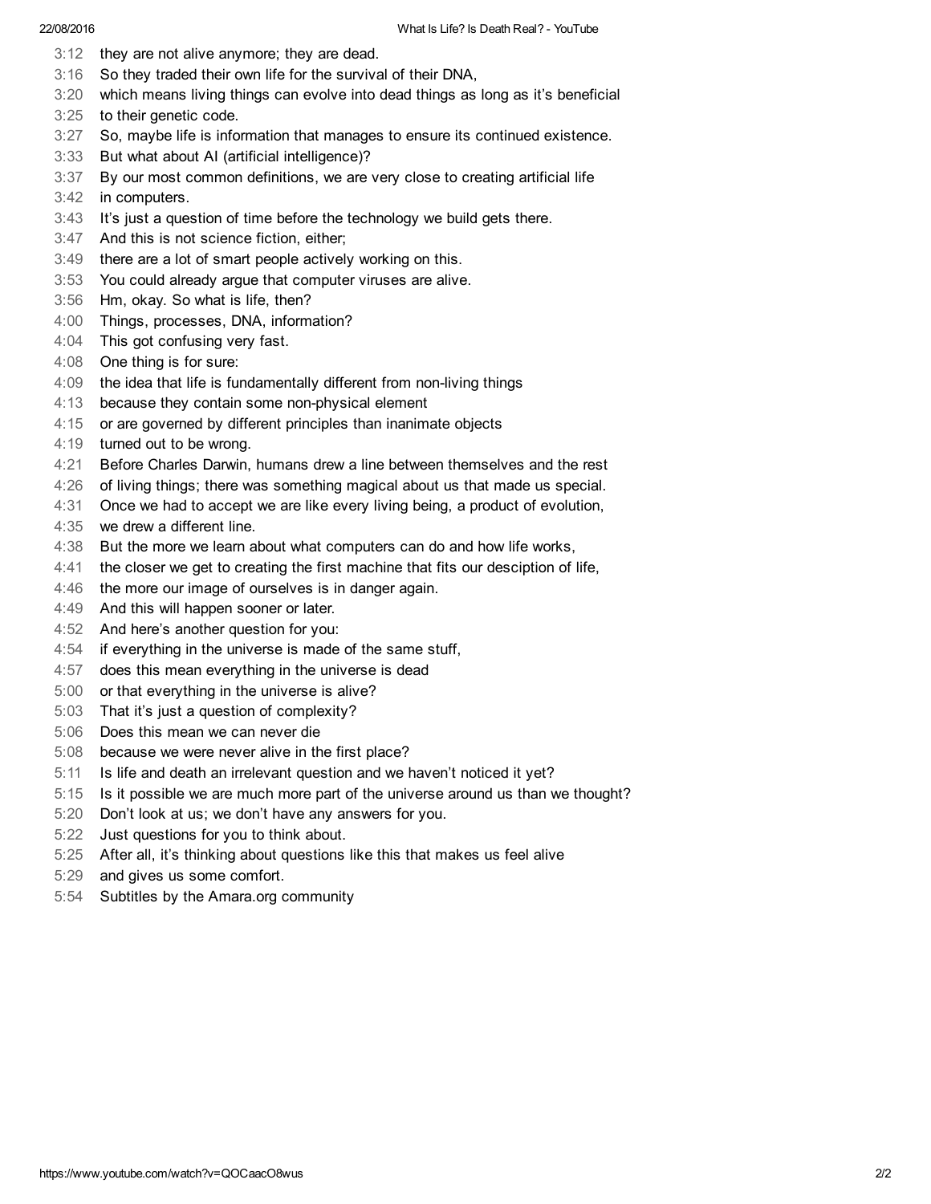3:12 they are not alive anymore; they are dead.
3:16 So they traded their own life for the survival of their DNA,
3:20 which means living things can evolve into dead things as long as it's beneficial
3:25 to their genetic code.
3:27 So, maybe life is information that manages to ensure its continued existence.
3:33 But what about AI (artificial intelligence)?
3:37 By our most common definitions, we are very close to creating artificial life
3:42 in computers.
3:43 It's just a question of time before the technology we build gets there.
3:47 And this is not science fiction, either;
3:49 there are a lot of smart people actively working on this.
3:53 You could already argue that computer viruses are alive.
3:56 Hm, okay. So what is life, then?
4:00 Things, processes, DNA, information?
4:04 This got confusing very fast.
4:08 One thing is for sure:
4:09 the idea that life is fundamentally different from non-living things
4:13 because they contain some non-physical element
4:15 or are governed by different principles than inanimate objects
4:19 turned out to be wrong.
4:21 Before Charles Darwin, humans drew a line between themselves and the rest
4:26 of living things; there was something magical about us that made us special.
4:31 Once we had to accept we are like every living being, a product of evolution,
4:35 we drew a different line.
4:38 But the more we learn about what computers can do and how life works,
4:41 the closer we get to creating the first machine that fits our desciption of life,
4:46 the more our image of ourselves is in danger again.
4:49 And this will happen sooner or later.
4:52 And here's another question for you:
4:54 if everything in the universe is made of the same stuff,
4:57 does this mean everything in the universe is dead
5:00 or that everything in the universe is alive?
5:03 That it's just a question of complexity?
5:06 Does this mean we can never die
5:08 because we were never alive in the first place?
5:11 Is life and death an irrelevant question and we haven't noticed it yet?
5:15 Is it possible we are much more part of the universe around us than we thought?
5:20 Don't look at us; we don't have any answers for you.
5:22 Just questions for you to think about.
5:25 After all, it's thinking about questions like this that makes us feel alive
5:29 and gives us some comfort.
5:54 Subtitles by the Amara.org community